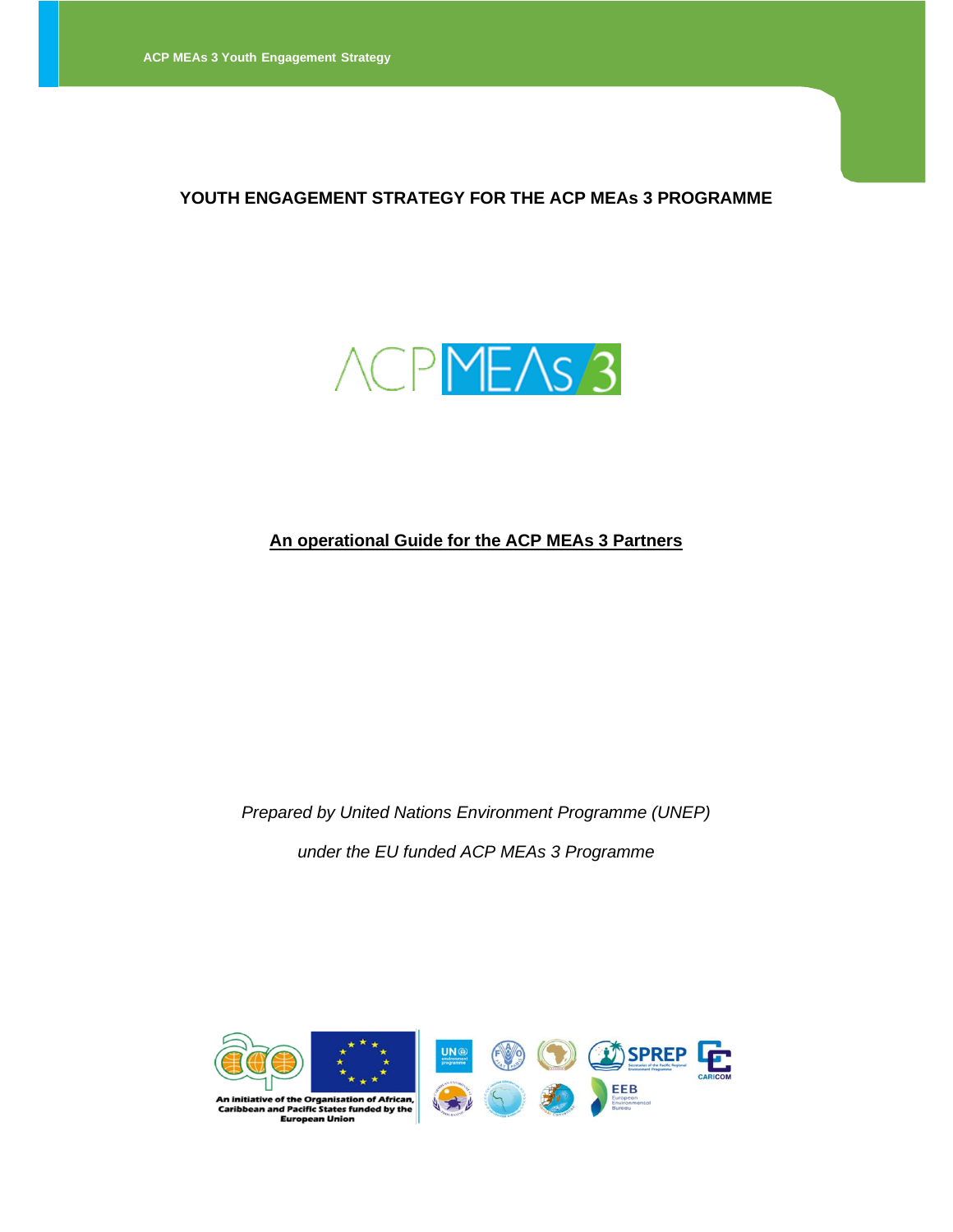# YOUTH ENGAGEMENT STRATEGY FOR THE ACP MEAs 3 PROGRAMME

**An operational Guide for the ACP MEAs 3 Partners**

*Prepared by United Nations Environment Programme (UNEP)*

*under the EU funded ACP MEAs 3 Programme*

An initiative of the Organisation of African, Caribbean and Pacific States funded by the European Union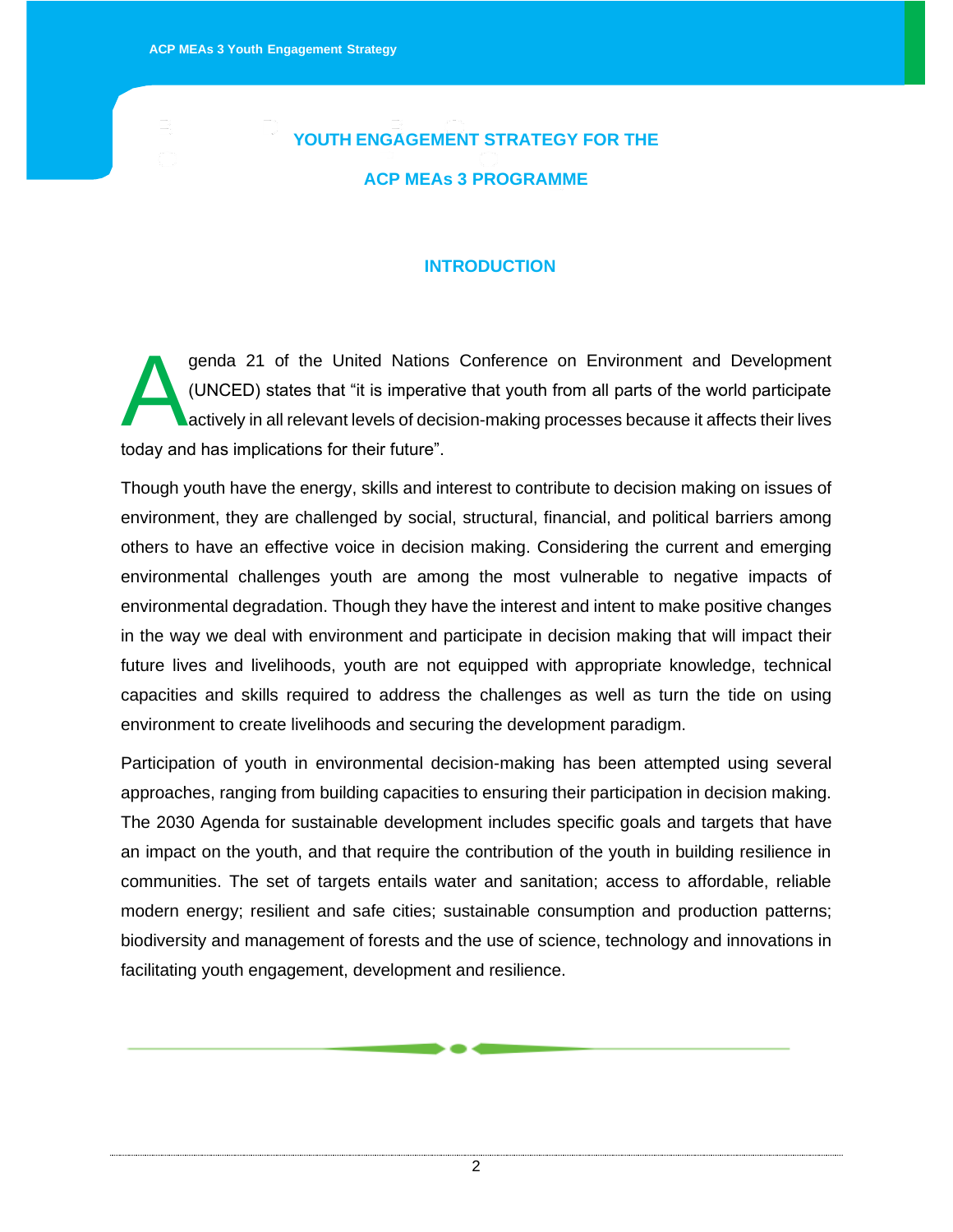# YOUTH ENGAGEMENT STRATEGY FOR THE ACP MEAs 3 PROGRAMME

## INTRODUCTION

Agenda 21 of the United Nations Conference on Environment and Development (UNCED) states that "it is imperative that youth from all parts of the world participate actively in all relevant levels of decision-making processes because it affects their lives today and has implications for their future".

Though youth have the energy, skills and interest to contribute to decision making on issues of environment, they are challenged by social, structural, financial, and political barriers among others to have an effective voice in decision making. Considering the current and emerging environmental challenges youth are among the most vulnerable to negative impacts of environmental degradation. Though they have the interest and intent to make positive changes in the way we deal with environment and participate in decision making that will impact their future lives and livelihoods, youth are not equipped with appropriate knowledge, technical capacities and skills required to address the challenges as well as turn the tide on using environment to create livelihoods and securing the development paradigm.

Participation of youth in environmental decision-making has been attempted using several approaches, ranging from building capacities to ensuring their participation in decision making. The 2030 Agenda for sustainable development includes specific goals and targets that have an impact on the youth, and that require the contribution of the youth in building resilience in communities. The set of targets entails water and sanitation; access to affordable, reliable modern energy; resilient and safe cities; sustainable consumption and production patterns; biodiversity and management of forests and the use of science, technology and innovations in facilitating youth engagement, development and resilience.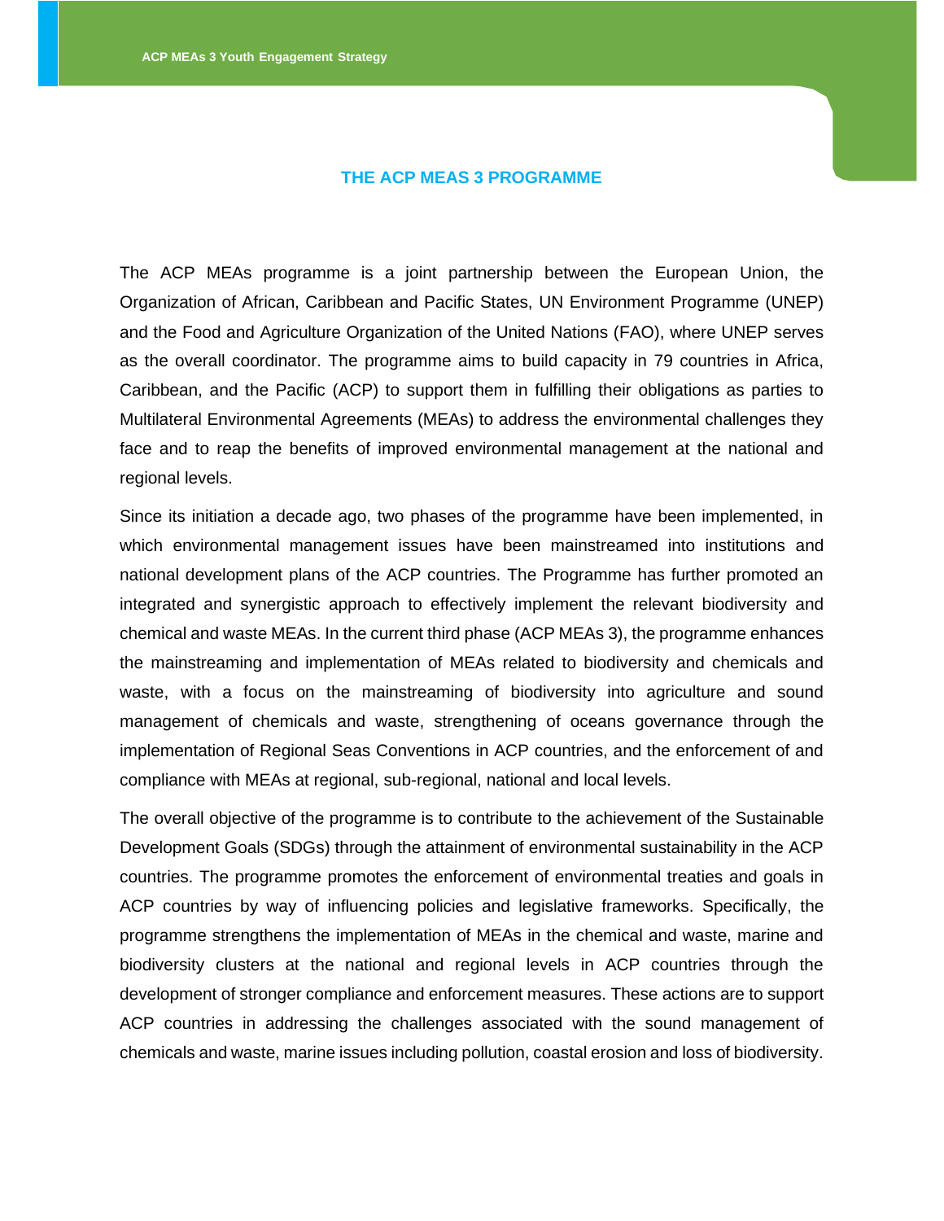# THE ACP MEAS 3 PROGRAMME

The ACP MEAs programme is a joint partnership between the European Union, the Organization of African, Caribbean and Pacific States, UN Environment Programme (UNEP) and the Food and Agriculture Organization of the United Nations (FAO), where UNEP serves as the overall coordinator. The programme aims to build capacity in 79 countries in Africa, Caribbean, and the Pacific (ACP) to support them in fulfilling their obligations as parties to Multilateral Environmental Agreements (MEAs) to address the environmental challenges they face and to reap the benefits of improved environmental management at the national and regional levels.

Since its initiation a decade ago, two phases of the programme have been implemented, in which environmental management issues have been mainstreamed into institutions and national development plans of the ACP countries. The Programme has further promoted an integrated and synergistic approach to effectively implement the relevant biodiversity and chemical and waste MEAs. In the current third phase (ACP MEAs 3), the programme enhances the mainstreaming and implementation of MEAs related to biodiversity and chemicals and waste, with a focus on the mainstreaming of biodiversity into agriculture and sound management of chemicals and waste, strengthening of oceans governance through the implementation of Regional Seas Conventions in ACP countries, and the enforcement of and compliance with MEAs at regional, sub-regional, national and local levels.

The overall objective of the programme is to contribute to the achievement of the Sustainable Development Goals (SDGs) through the attainment of environmental sustainability in the ACP countries. The programme promotes the enforcement of environmental treaties and goals in ACP countries by way of influencing policies and legislative frameworks. Specifically, the programme strengthens the implementation of MEAs in the chemical and waste, marine and biodiversity clusters at the national and regional levels in ACP countries through the development of stronger compliance and enforcement measures. These actions are to support ACP countries in addressing the challenges associated with the sound management of chemicals and waste, marine issues including pollution, coastal erosion and loss of biodiversity.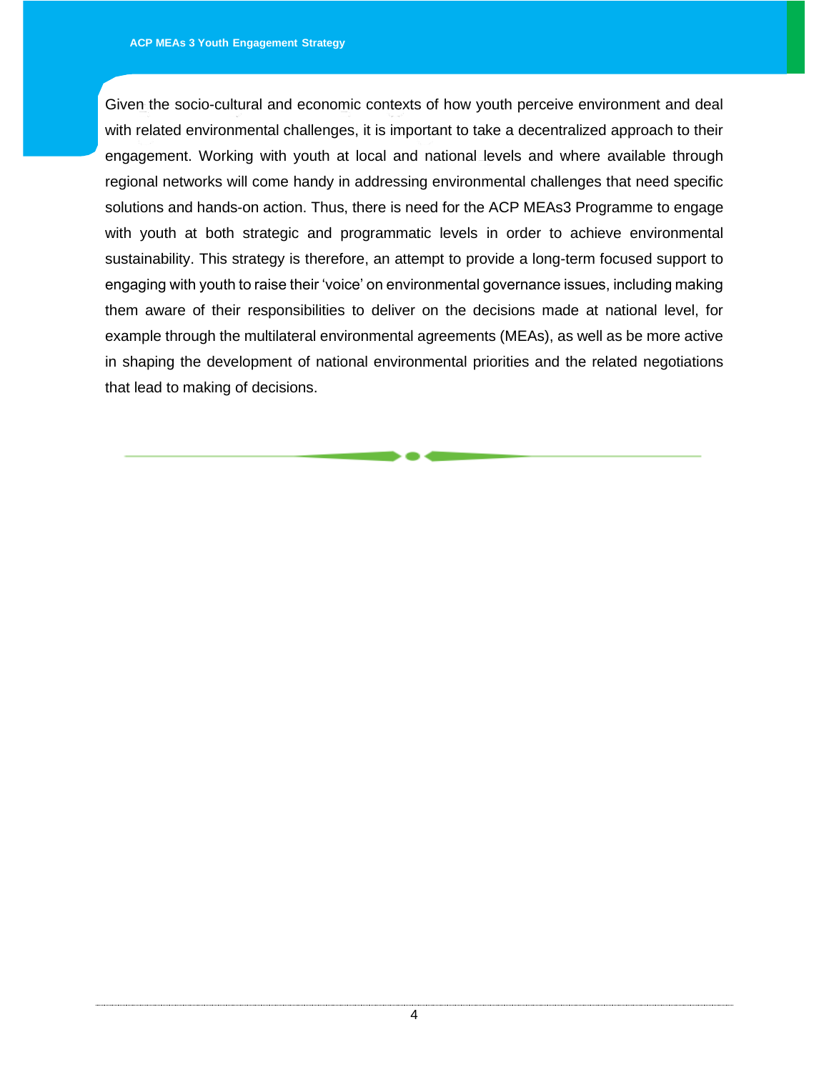Given the socio-cultural and economic contexts of how youth perceive environment and deal with related environmental challenges, it is important to take a decentralized approach to their engagement. Working with youth at local and national levels and where available through regional networks will come handy in addressing environmental challenges that need specific solutions and hands-on action. Thus, there is need for the ACP MEAs3 Programme to engage with youth at both strategic and programmatic levels in order to achieve environmental sustainability. This strategy is therefore, an attempt to provide a long-term focused support to engaging with youth to raise their 'voice' on environmental governance issues, including making them aware of their responsibilities to deliver on the decisions made at national level, for example through the multilateral environmental agreements (MEAs), as well as be more active in shaping the development of national environmental priorities and the related negotiations that lead to making of decisions.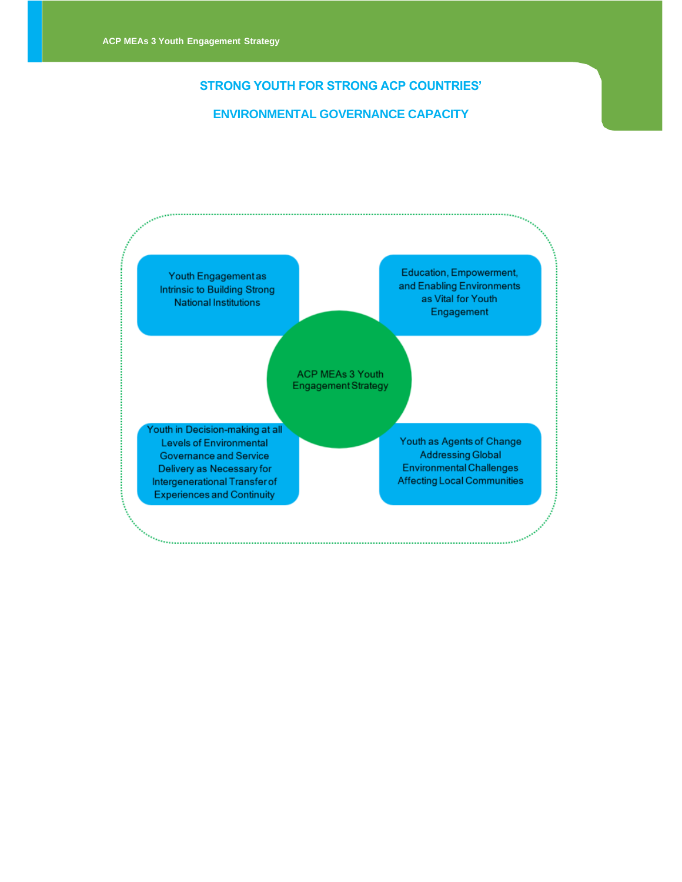## STRONG YOUTH FOR STRONG ACP COUNTRIES'

## ENVIRONMENTAL GOVERNANCE CAPACITY

ACP MEAs 3 Youth Engagement Strategy

- Youth Engagement as Intrinsic to Building Strong National Institutions
- Education, Empowerment, and Enabling Environments as Vital for Youth Engagement
- Youth in Decision-making at all Levels of Environmental Governance and Service Delivery as Necessary for Intergenerational Transfer of Experiences and Continuity
- Youth as Agents of Change Addressing Global Environmental Challenges Affecting Local Communities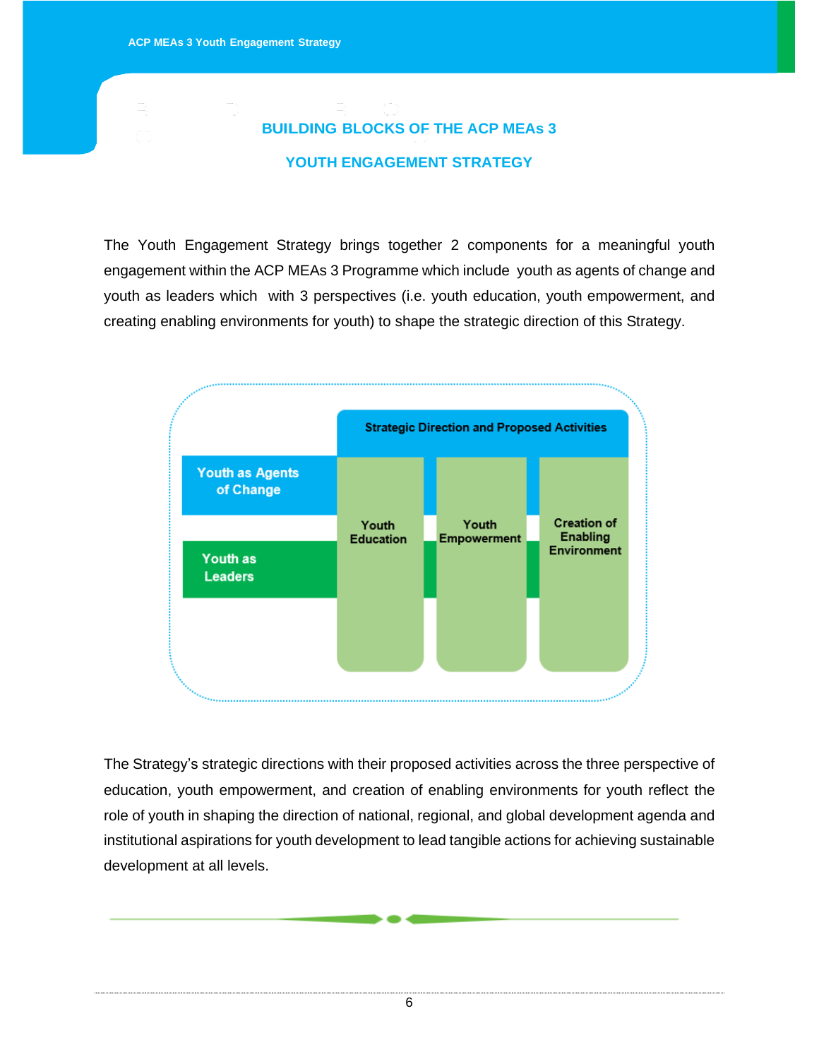## BUILDING BLOCKS OF THE ACP MEAs 3 YOUTH ENGAGEMENT STRATEGY

The Youth Engagement Strategy brings together 2 components for a meaningful youth engagement within the ACP MEAs 3 Programme which include youth as agents of change and youth as leaders which with 3 perspectives (i.e. youth education, youth empowerment, and creating enabling environments for youth) to shape the strategic direction of this Strategy.

Strategic Direction and Proposed Activities

Youth as Agents of Change

Youth as Leaders

Youth Education

Youth Empowerment

Creation of Enabling Environment

The Strategy's strategic directions with their proposed activities across the three perspective of education, youth empowerment, and creation of enabling environments for youth reflect the role of youth in shaping the direction of national, regional, and global development agenda and institutional aspirations for youth development to lead tangible actions for achieving sustainable development at all levels.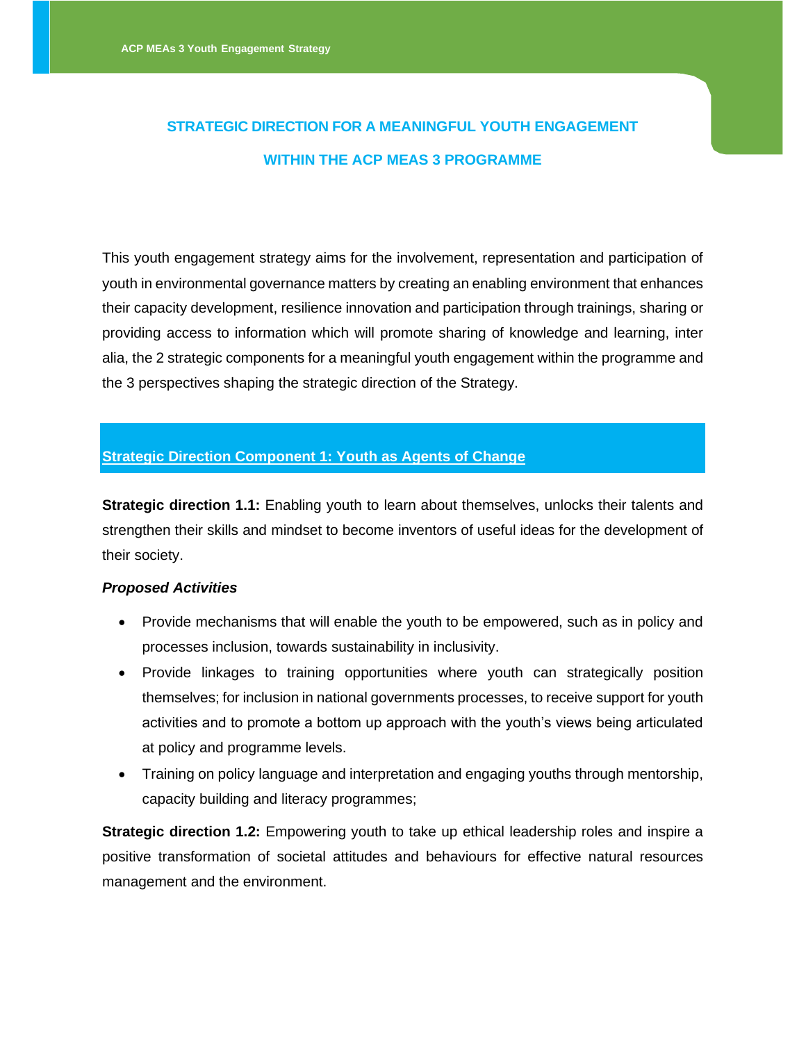## STRATEGIC DIRECTION FOR A MEANINGFUL YOUTH ENGAGEMENT WITHIN THE ACP MEAS 3 PROGRAMME

This youth engagement strategy aims for the involvement, representation and participation of youth in environmental governance matters by creating an enabling environment that enhances their capacity development, resilience innovation and participation through trainings, sharing or providing access to information which will promote sharing of knowledge and learning, inter alia, the 2 strategic components for a meaningful youth engagement within the programme and the 3 perspectives shaping the strategic direction of the Strategy.

### Strategic Direction Component 1: Youth as Agents of Change

**Strategic direction 1.1:** Enabling youth to learn about themselves, unlocks their talents and strengthen their skills and mindset to become inventors of useful ideas for the development of their society.

***Proposed Activities***

- Provide mechanisms that will enable the youth to be empowered, such as in policy and processes inclusion, towards sustainability in inclusivity.
- Provide linkages to training opportunities where youth can strategically position themselves; for inclusion in national governments processes, to receive support for youth activities and to promote a bottom up approach with the youth's views being articulated at policy and programme levels.
- Training on policy language and interpretation and engaging youths through mentorship, capacity building and literacy programmes;

**Strategic direction 1.2:** Empowering youth to take up ethical leadership roles and inspire a positive transformation of societal attitudes and behaviours for effective natural resources management and the environment.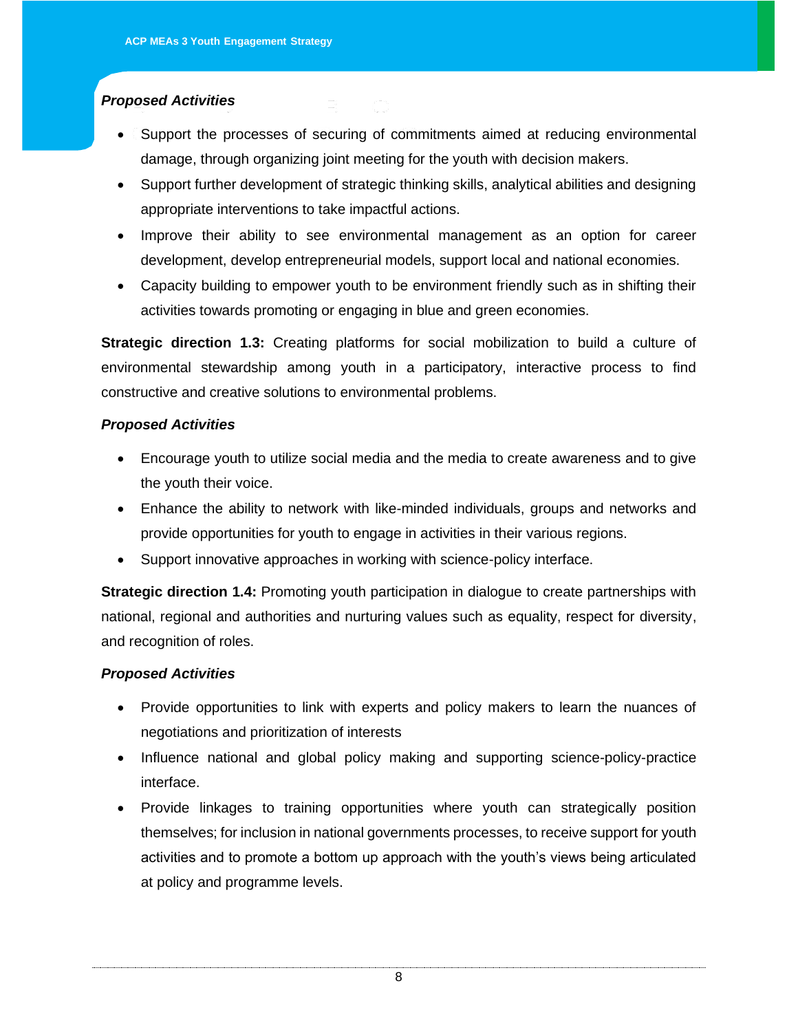***Proposed Activities***

- Support the processes of securing of commitments aimed at reducing environmental damage, through organizing joint meeting for the youth with decision makers.
- Support further development of strategic thinking skills, analytical abilities and designing appropriate interventions to take impactful actions.
- Improve their ability to see environmental management as an option for career development, develop entrepreneurial models, support local and national economies.
- Capacity building to empower youth to be environment friendly such as in shifting their activities towards promoting or engaging in blue and green economies.

**Strategic direction 1.3:** Creating platforms for social mobilization to build a culture of environmental stewardship among youth in a participatory, interactive process to find constructive and creative solutions to environmental problems.

***Proposed Activities***

- Encourage youth to utilize social media and the media to create awareness and to give the youth their voice.
- Enhance the ability to network with like-minded individuals, groups and networks and provide opportunities for youth to engage in activities in their various regions.
- Support innovative approaches in working with science-policy interface.

**Strategic direction 1.4:** Promoting youth participation in dialogue to create partnerships with national, regional and authorities and nurturing values such as equality, respect for diversity, and recognition of roles.

***Proposed Activities***

- Provide opportunities to link with experts and policy makers to learn the nuances of negotiations and prioritization of interests
- Influence national and global policy making and supporting science-policy-practice interface.
- Provide linkages to training opportunities where youth can strategically position themselves; for inclusion in national governments processes, to receive support for youth activities and to promote a bottom up approach with the youth's views being articulated at policy and programme levels.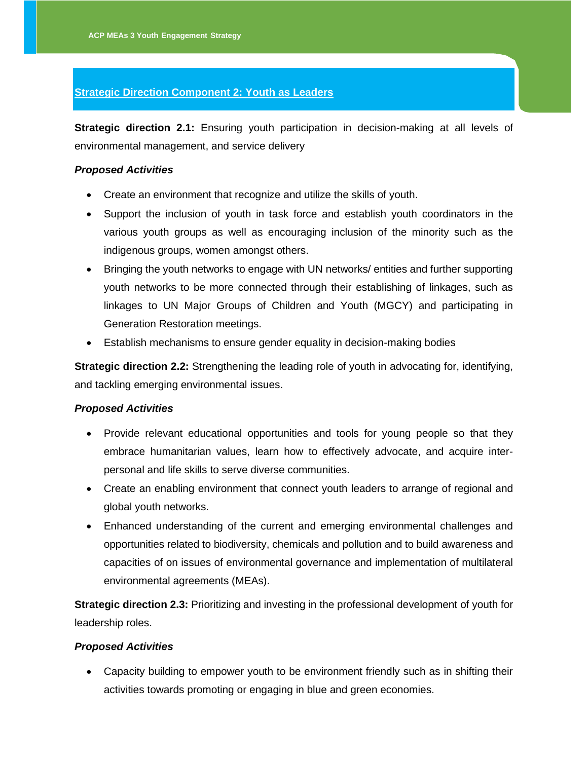## Strategic Direction Component 2: Youth as Leaders

**Strategic direction 2.1:** Ensuring youth participation in decision-making at all levels of environmental management, and service delivery

***Proposed Activities***

- Create an environment that recognize and utilize the skills of youth.
- Support the inclusion of youth in task force and establish youth coordinators in the various youth groups as well as encouraging inclusion of the minority such as the indigenous groups, women amongst others.
- Bringing the youth networks to engage with UN networks/ entities and further supporting youth networks to be more connected through their establishing of linkages, such as linkages to UN Major Groups of Children and Youth (MGCY) and participating in Generation Restoration meetings.
- Establish mechanisms to ensure gender equality in decision-making bodies

**Strategic direction 2.2:** Strengthening the leading role of youth in advocating for, identifying, and tackling emerging environmental issues.

***Proposed Activities***

- Provide relevant educational opportunities and tools for young people so that they embrace humanitarian values, learn how to effectively advocate, and acquire inter-personal and life skills to serve diverse communities.
- Create an enabling environment that connect youth leaders to arrange of regional and global youth networks.
- Enhanced understanding of the current and emerging environmental challenges and opportunities related to biodiversity, chemicals and pollution and to build awareness and capacities of on issues of environmental governance and implementation of multilateral environmental agreements (MEAs).

**Strategic direction 2.3:** Prioritizing and investing in the professional development of youth for leadership roles.

***Proposed Activities***

- Capacity building to empower youth to be environment friendly such as in shifting their activities towards promoting or engaging in blue and green economies.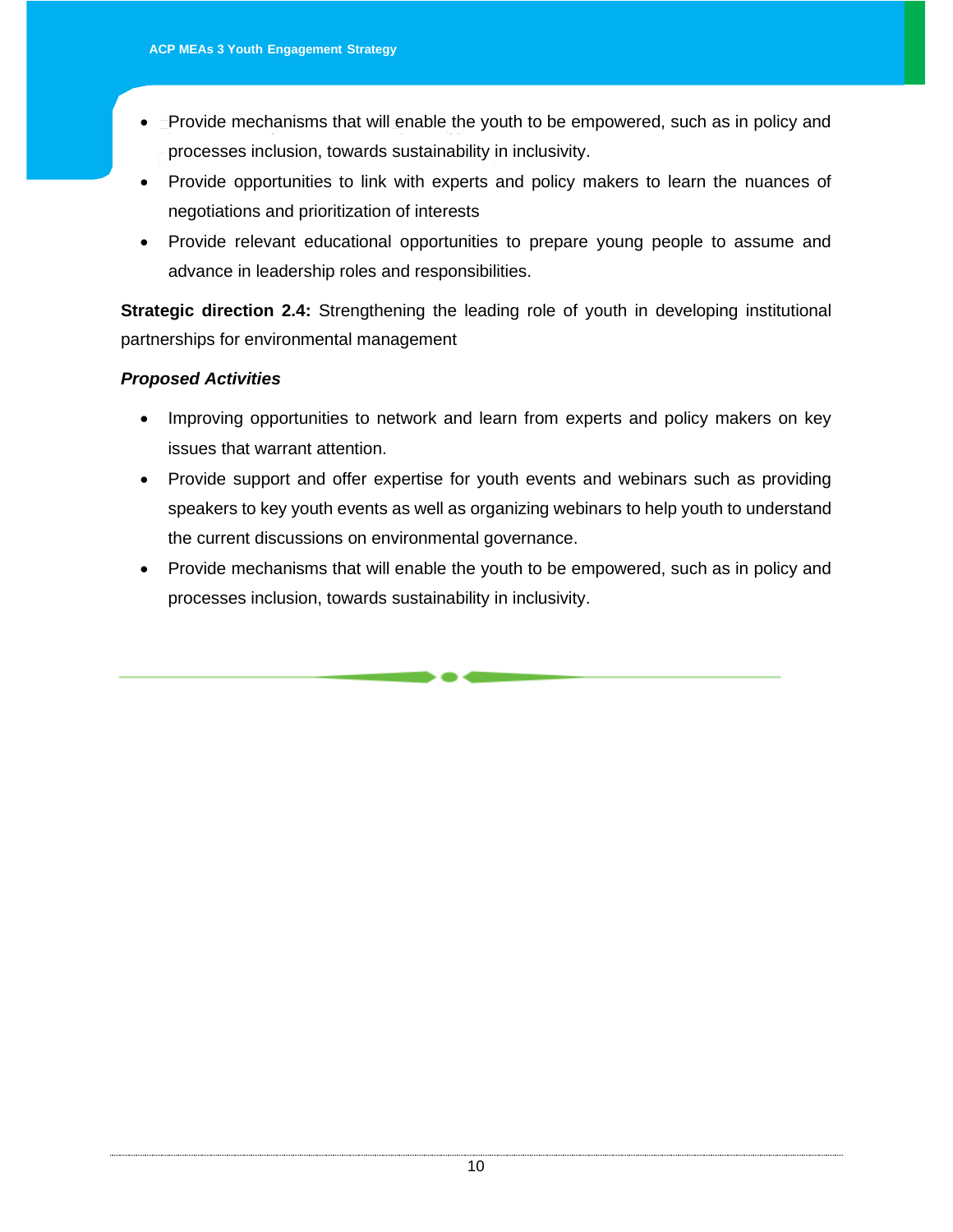- Provide mechanisms that will enable the youth to be empowered, such as in policy and processes inclusion, towards sustainability in inclusivity.
- Provide opportunities to link with experts and policy makers to learn the nuances of negotiations and prioritization of interests
- Provide relevant educational opportunities to prepare young people to assume and advance in leadership roles and responsibilities.

**Strategic direction 2.4:** Strengthening the leading role of youth in developing institutional partnerships for environmental management

***Proposed Activities***

- Improving opportunities to network and learn from experts and policy makers on key issues that warrant attention.
- Provide support and offer expertise for youth events and webinars such as providing speakers to key youth events as well as organizing webinars to help youth to understand the current discussions on environmental governance.
- Provide mechanisms that will enable the youth to be empowered, such as in policy and processes inclusion, towards sustainability in inclusivity.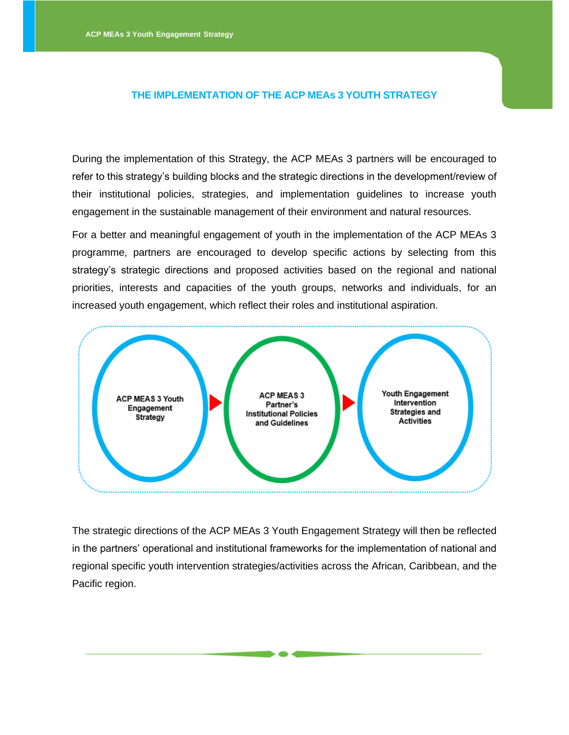## THE IMPLEMENTATION OF THE ACP MEAs 3 YOUTH STRATEGY

During the implementation of this Strategy, the ACP MEAs 3 partners will be encouraged to refer to this strategy's building blocks and the strategic directions in the development/review of their institutional policies, strategies, and implementation guidelines to increase youth engagement in the sustainable management of their environment and natural resources.

For a better and meaningful engagement of youth in the implementation of the ACP MEAs 3 programme, partners are encouraged to develop specific actions by selecting from this strategy's strategic directions and proposed activities based on the regional and national priorities, interests and capacities of the youth groups, networks and individuals, for an increased youth engagement, which reflect their roles and institutional aspiration.

ACP MEAS 3 Youth Engagement Strategy → ACP MEAS 3 Partner's Institutional Policies and Guidelines → Youth Engagement Intervention Strategies and Activities

The strategic directions of the ACP MEAs 3 Youth Engagement Strategy will then be reflected in the partners' operational and institutional frameworks for the implementation of national and regional specific youth intervention strategies/activities across the African, Caribbean, and the Pacific region.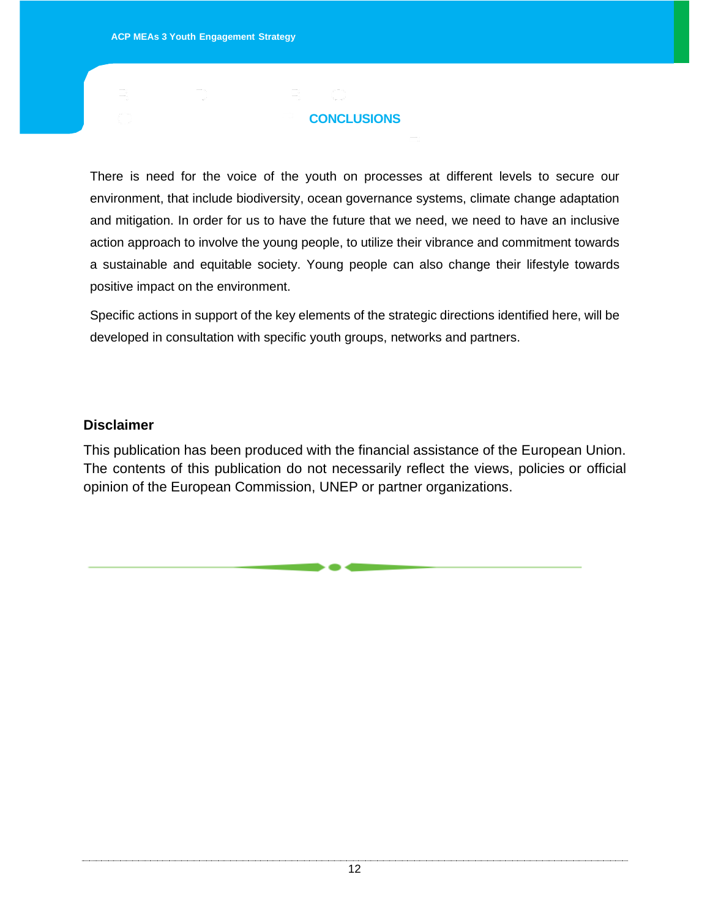# CONCLUSIONS

There is need for the voice of the youth on processes at different levels to secure our environment, that include biodiversity, ocean governance systems, climate change adaptation and mitigation. In order for us to have the future that we need, we need to have an inclusive action approach to involve the young people, to utilize their vibrance and commitment towards a sustainable and equitable society. Young people can also change their lifestyle towards positive impact on the environment.

Specific actions in support of the key elements of the strategic directions identified here, will be developed in consultation with specific youth groups, networks and partners.

**Disclaimer**

This publication has been produced with the financial assistance of the European Union. The contents of this publication do not necessarily reflect the views, policies or official opinion of the European Commission, UNEP or partner organizations.